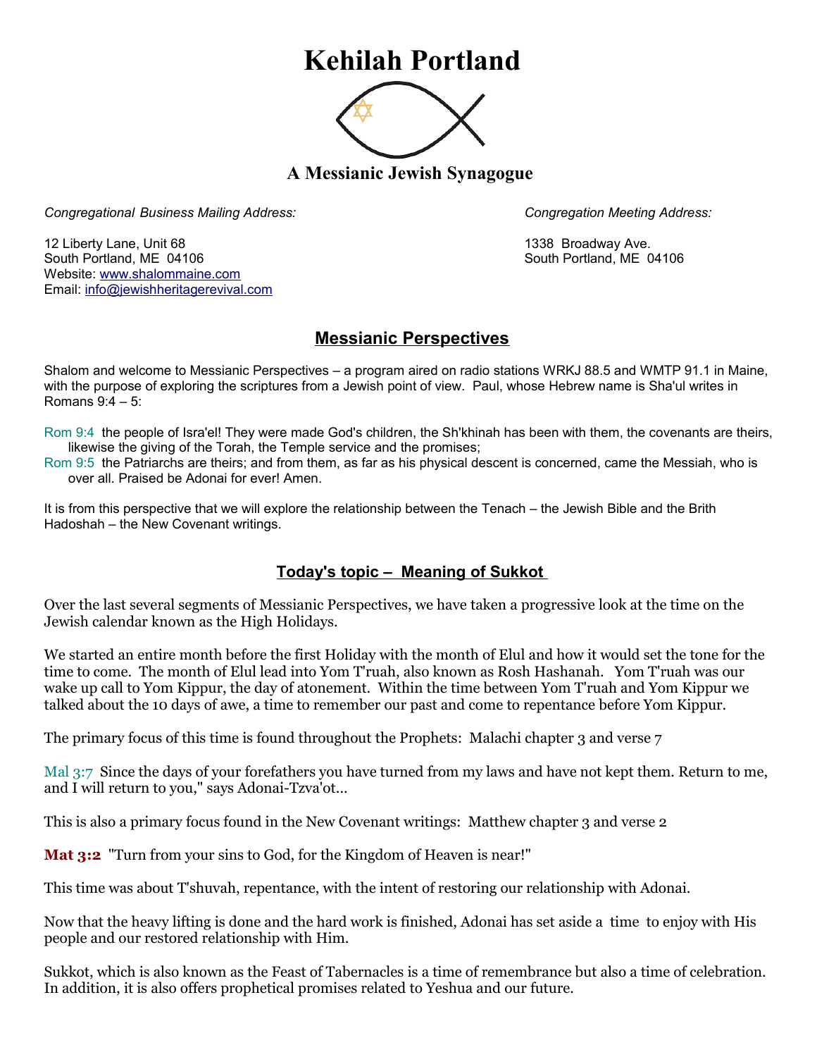# Kehilah Portland

## A Messianic Jewish Synagogue

*Congregational Business Mailing Address:*

12 Liberty Lane, Unit 68
South Portland, ME 04106
Website: www.shalommaine.com
Email: info@jewishheritagerevival.com

*Congregation Meeting Address:*

1338 Broadway Ave.
South Portland, ME 04106

## Messianic Perspectives

Shalom and welcome to Messianic Perspectives – a program aired on radio stations WRKJ 88.5 and WMTP 91.1 in Maine, with the purpose of exploring the scriptures from a Jewish point of view. Paul, whose Hebrew name is Sha'ul writes in Romans 9:4 – 5:

Rom 9:4 the people of Isra'el! They were made God's children, the Sh'khinah has been with them, the covenants are theirs, likewise the giving of the Torah, the Temple service and the promises;
Rom 9:5 the Patriarchs are theirs; and from them, as far as his physical descent is concerned, came the Messiah, who is over all. Praised be Adonai for ever! Amen.

It is from this perspective that we will explore the relationship between the Tenach – the Jewish Bible and the Brith Hadoshah – the New Covenant writings.

## Today's topic – Meaning of Sukkot

Over the last several segments of Messianic Perspectives, we have taken a progressive look at the time on the Jewish calendar known as the High Holidays.

We started an entire month before the first Holiday with the month of Elul and how it would set the tone for the time to come. The month of Elul lead into Yom T'ruah, also known as Rosh Hashanah. Yom T'ruah was our wake up call to Yom Kippur, the day of atonement. Within the time between Yom T'ruah and Yom Kippur we talked about the 10 days of awe, a time to remember our past and come to repentance before Yom Kippur.

The primary focus of this time is found throughout the Prophets: Malachi chapter 3 and verse 7

Mal 3:7 Since the days of your forefathers you have turned from my laws and have not kept them. Return to me, and I will return to you," says Adonai-Tzva'ot...

This is also a primary focus found in the New Covenant writings: Matthew chapter 3 and verse 2

**Mat 3:2** "Turn from your sins to God, for the Kingdom of Heaven is near!"

This time was about T'shuvah, repentance, with the intent of restoring our relationship with Adonai.

Now that the heavy lifting is done and the hard work is finished, Adonai has set aside a time to enjoy with His people and our restored relationship with Him.

Sukkot, which is also known as the Feast of Tabernacles is a time of remembrance but also a time of celebration. In addition, it is also offers prophetical promises related to Yeshua and our future.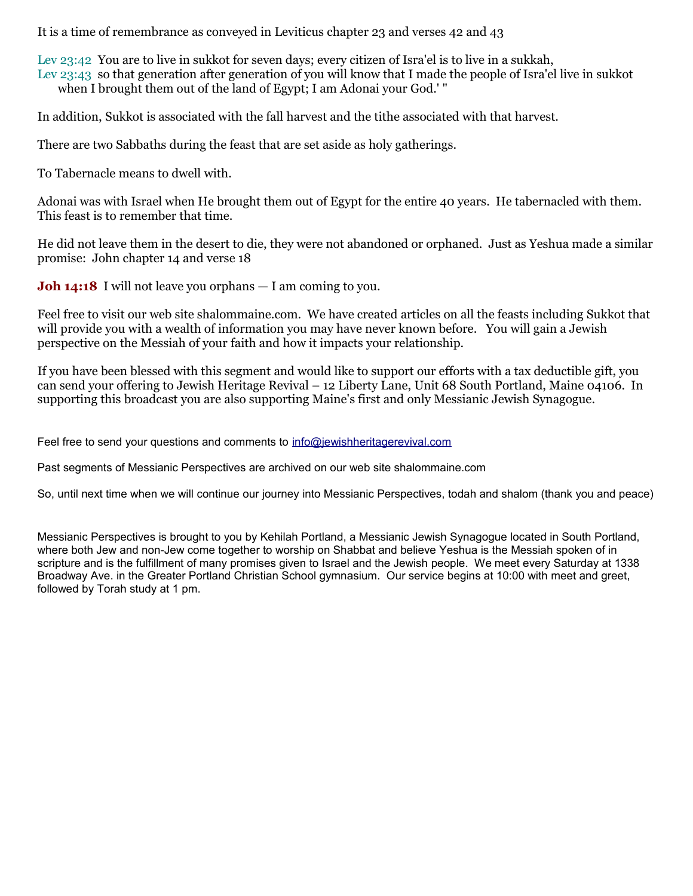It is a time of remembrance as conveyed in Leviticus chapter 23 and verses 42 and 43

Lev 23:42  You are to live in sukkot for seven days; every citizen of Isra'el is to live in a sukkah,
Lev 23:43  so that generation after generation of you will know that I made the people of Isra'el live in sukkot when I brought them out of the land of Egypt; I am Adonai your God.' "

In addition, Sukkot is associated with the fall harvest and the tithe associated with that harvest.

There are two Sabbaths during the feast that are set aside as holy gatherings.

To Tabernacle means to dwell with.

Adonai was with Israel when He brought them out of Egypt for the entire 40 years.  He tabernacled with them.  This feast is to remember that time.

He did not leave them in the desert to die, they were not abandoned or orphaned.  Just as Yeshua made a similar promise:  John chapter 14 and verse 18

**Joh 14:18**  I will not leave you orphans — I am coming to you.

Feel free to visit our web site shalommaine.com.  We have created articles on all the feasts including Sukkot that will provide you with a wealth of information you may have never known before.   You will gain a Jewish perspective on the Messiah of your faith and how it impacts your relationship.

If you have been blessed with this segment and would like to support our efforts with a tax deductible gift, you can send your offering to Jewish Heritage Revival – 12 Liberty Lane, Unit 68 South Portland, Maine 04106.  In supporting this broadcast you are also supporting Maine's first and only Messianic Jewish Synagogue.

Feel free to send your questions and comments to info@jewishheritagerevival.com

Past segments of Messianic Perspectives are archived on our web site shalommaine.com

So, until next time when we will continue our journey into Messianic Perspectives, todah and shalom (thank you and peace)

Messianic Perspectives is brought to you by Kehilah Portland, a Messianic Jewish Synagogue located in South Portland, where both Jew and non-Jew come together to worship on Shabbat and believe Yeshua is the Messiah spoken of in scripture and is the fulfillment of many promises given to Israel and the Jewish people.  We meet every Saturday at 1338 Broadway Ave. in the Greater Portland Christian School gymnasium.  Our service begins at 10:00 with meet and greet, followed by Torah study at 1 pm.